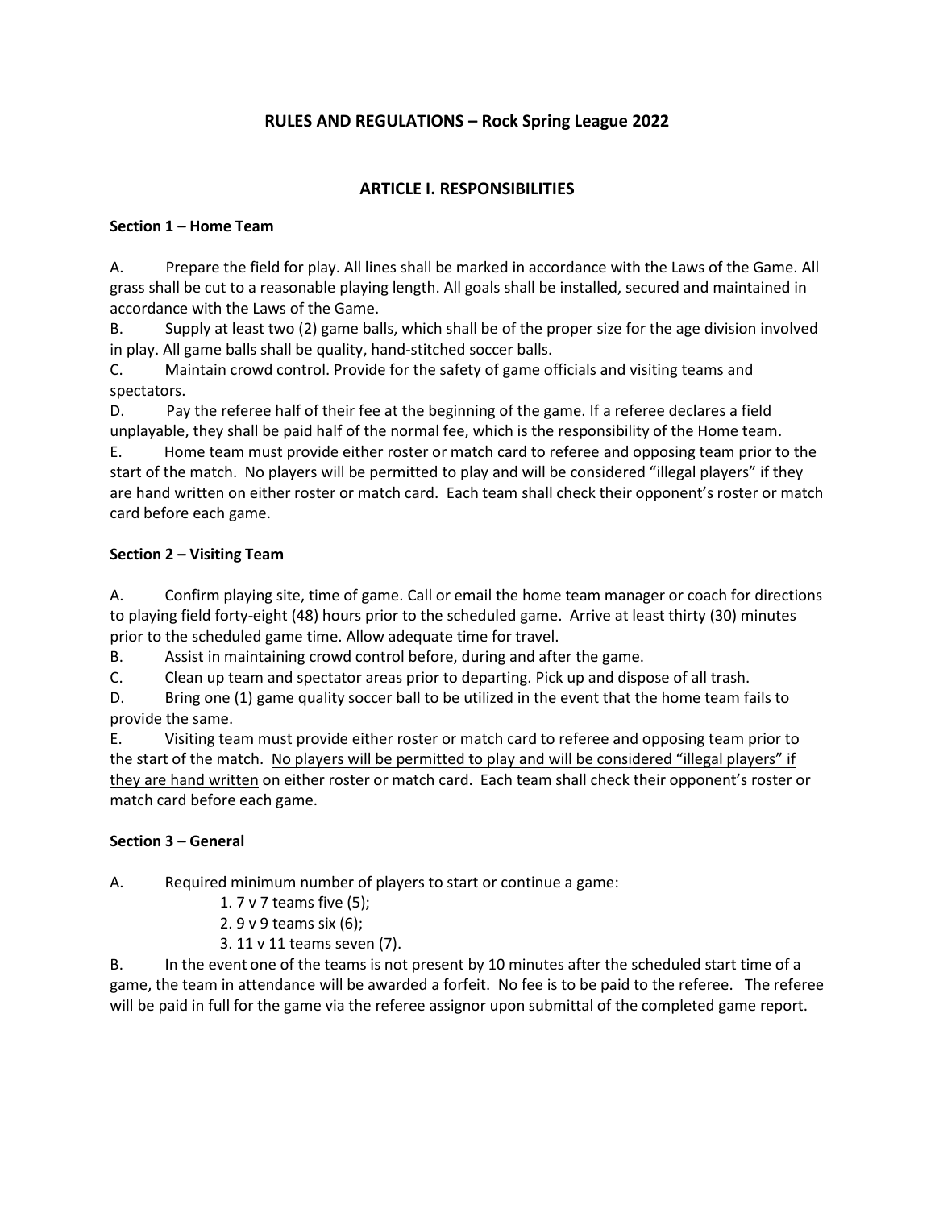# RULES AND REGULATIONS – Rock Spring League 2022

## ARTICLE I. RESPONSIBILITIES

### Section 1 – Home Team

A. Prepare the field for play. All lines shall be marked in accordance with the Laws of the Game. All grass shall be cut to a reasonable playing length. All goals shall be installed, secured and maintained in accordance with the Laws of the Game.

B. Supply at least two (2) game balls, which shall be of the proper size for the age division involved in play. All game balls shall be quality, hand-stitched soccer balls.

C. Maintain crowd control. Provide for the safety of game officials and visiting teams and spectators.

D. Pay the referee half of their fee at the beginning of the game. If a referee declares a field unplayable, they shall be paid half of the normal fee, which is the responsibility of the Home team.

E. Home team must provide either roster or match card to referee and opposing team prior to the start of the match. <u>No players will be permitted to play and will be considered "illegal players" if they are hand written</u> on either roster or match card. Each team shall check their opponent's roster or match card before each game.

### Section 2 – Visiting Team

A. Confirm playing site, time of game. Call or email the home team manager or coach for directions to playing field forty-eight (48) hours prior to the scheduled game. Arrive at least thirty (30) minutes prior to the scheduled game time. Allow adequate time for travel.

B. Assist in maintaining crowd control before, during and after the game.

C. Clean up team and spectator areas prior to departing. Pick up and dispose of all trash.

D. Bring one (1) game quality soccer ball to be utilized in the event that the home team fails to provide the same.

E. Visiting team must provide either roster or match card to referee and opposing team prior to the start of the match. <u>No players will be permitted to play and will be considered "illegal players" if they are hand written</u> on either roster or match card. Each team shall check their opponent's roster or match card before each game.

### Section 3 – General

A. Required minimum number of players to start or continue a game:

1. 7 v 7 teams five (5);
2. 9 v 9 teams six (6);
3. 11 v 11 teams seven (7).

B. In the event one of the teams is not present by 10 minutes after the scheduled start time of a game, the team in attendance will be awarded a forfeit. No fee is to be paid to the referee. The referee will be paid in full for the game via the referee assignor upon submittal of the completed game report.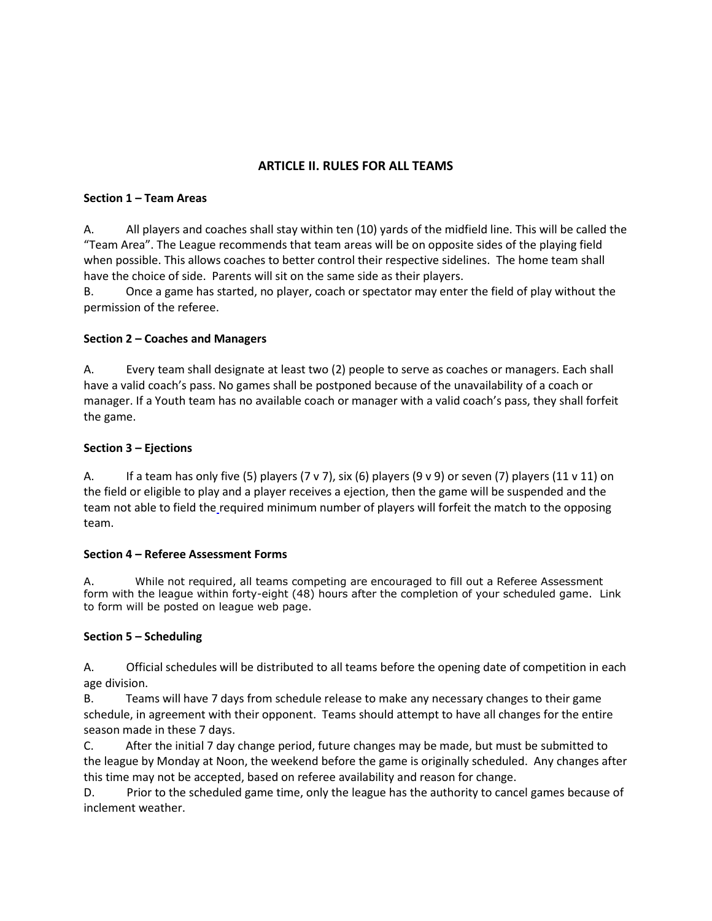## ARTICLE II. RULES FOR ALL TEAMS

**Section 1 – Team Areas**

A. All players and coaches shall stay within ten (10) yards of the midfield line. This will be called the "Team Area". The League recommends that team areas will be on opposite sides of the playing field when possible. This allows coaches to better control their respective sidelines. The home team shall have the choice of side. Parents will sit on the same side as their players.

B. Once a game has started, no player, coach or spectator may enter the field of play without the permission of the referee.

**Section 2 – Coaches and Managers**

A. Every team shall designate at least two (2) people to serve as coaches or managers. Each shall have a valid coach's pass. No games shall be postponed because of the unavailability of a coach or manager. If a Youth team has no available coach or manager with a valid coach's pass, they shall forfeit the game.

**Section 3 – Ejections**

A. If a team has only five (5) players (7 v 7), six (6) players (9 v 9) or seven (7) players (11 v 11) on the field or eligible to play and a player receives a ejection, then the game will be suspended and the team not able to field the required minimum number of players will forfeit the match to the opposing team.

**Section 4 – Referee Assessment Forms**

A. While not required, all teams competing are encouraged to fill out a Referee Assessment form with the league within forty-eight (48) hours after the completion of your scheduled game. Link to form will be posted on league web page.

**Section 5 – Scheduling**

A. Official schedules will be distributed to all teams before the opening date of competition in each age division.

B. Teams will have 7 days from schedule release to make any necessary changes to their game schedule, in agreement with their opponent. Teams should attempt to have all changes for the entire season made in these 7 days.

C. After the initial 7 day change period, future changes may be made, but must be submitted to the league by Monday at Noon, the weekend before the game is originally scheduled. Any changes after this time may not be accepted, based on referee availability and reason for change.

D. Prior to the scheduled game time, only the league has the authority to cancel games because of inclement weather.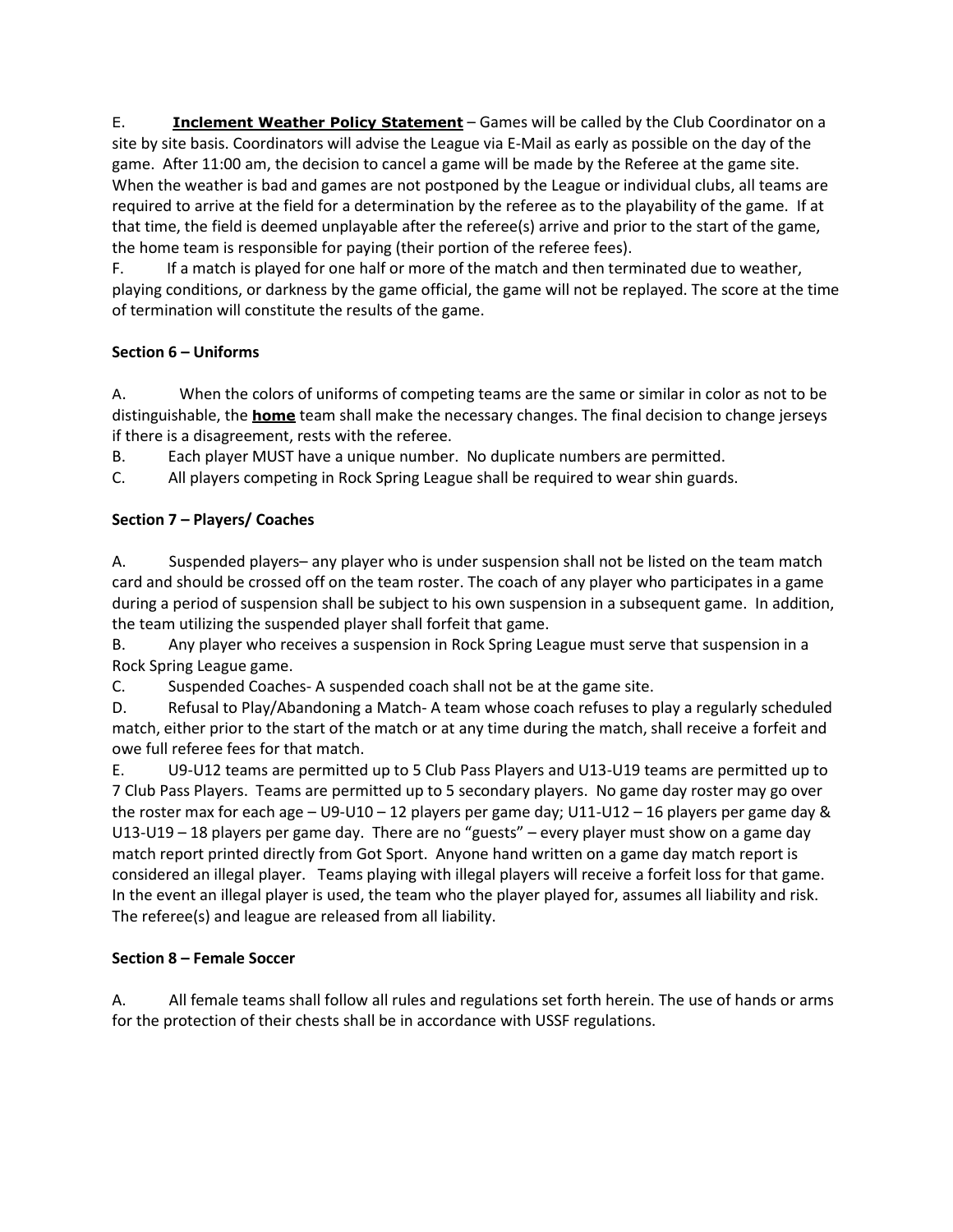E. **<u>Inclement Weather Policy Statement</u>** – Games will be called by the Club Coordinator on a site by site basis. Coordinators will advise the League via E-Mail as early as possible on the day of the game. After 11:00 am, the decision to cancel a game will be made by the Referee at the game site. When the weather is bad and games are not postponed by the League or individual clubs, all teams are required to arrive at the field for a determination by the referee as to the playability of the game. If at that time, the field is deemed unplayable after the referee(s) arrive and prior to the start of the game, the home team is responsible for paying (their portion of the referee fees).

F. If a match is played for one half or more of the match and then terminated due to weather, playing conditions, or darkness by the game official, the game will not be replayed. The score at the time of termination will constitute the results of the game.

**Section 6 – Uniforms**

A. When the colors of uniforms of competing teams are the same or similar in color as not to be distinguishable, the **<u>home</u>** team shall make the necessary changes. The final decision to change jerseys if there is a disagreement, rests with the referee.

B. Each player MUST have a unique number. No duplicate numbers are permitted.

C. All players competing in Rock Spring League shall be required to wear shin guards.

**Section 7 – Players/ Coaches**

A. Suspended players– any player who is under suspension shall not be listed on the team match card and should be crossed off on the team roster. The coach of any player who participates in a game during a period of suspension shall be subject to his own suspension in a subsequent game. In addition, the team utilizing the suspended player shall forfeit that game.

B. Any player who receives a suspension in Rock Spring League must serve that suspension in a Rock Spring League game.

C. Suspended Coaches- A suspended coach shall not be at the game site.

D. Refusal to Play/Abandoning a Match- A team whose coach refuses to play a regularly scheduled match, either prior to the start of the match or at any time during the match, shall receive a forfeit and owe full referee fees for that match.

E. U9-U12 teams are permitted up to 5 Club Pass Players and U13-U19 teams are permitted up to 7 Club Pass Players. Teams are permitted up to 5 secondary players. No game day roster may go over the roster max for each age – U9-U10 – 12 players per game day; U11-U12 – 16 players per game day & U13-U19 – 18 players per game day. There are no "guests" – every player must show on a game day match report printed directly from Got Sport. Anyone hand written on a game day match report is considered an illegal player. Teams playing with illegal players will receive a forfeit loss for that game. In the event an illegal player is used, the team who the player played for, assumes all liability and risk. The referee(s) and league are released from all liability.

**Section 8 – Female Soccer**

A. All female teams shall follow all rules and regulations set forth herein. The use of hands or arms for the protection of their chests shall be in accordance with USSF regulations.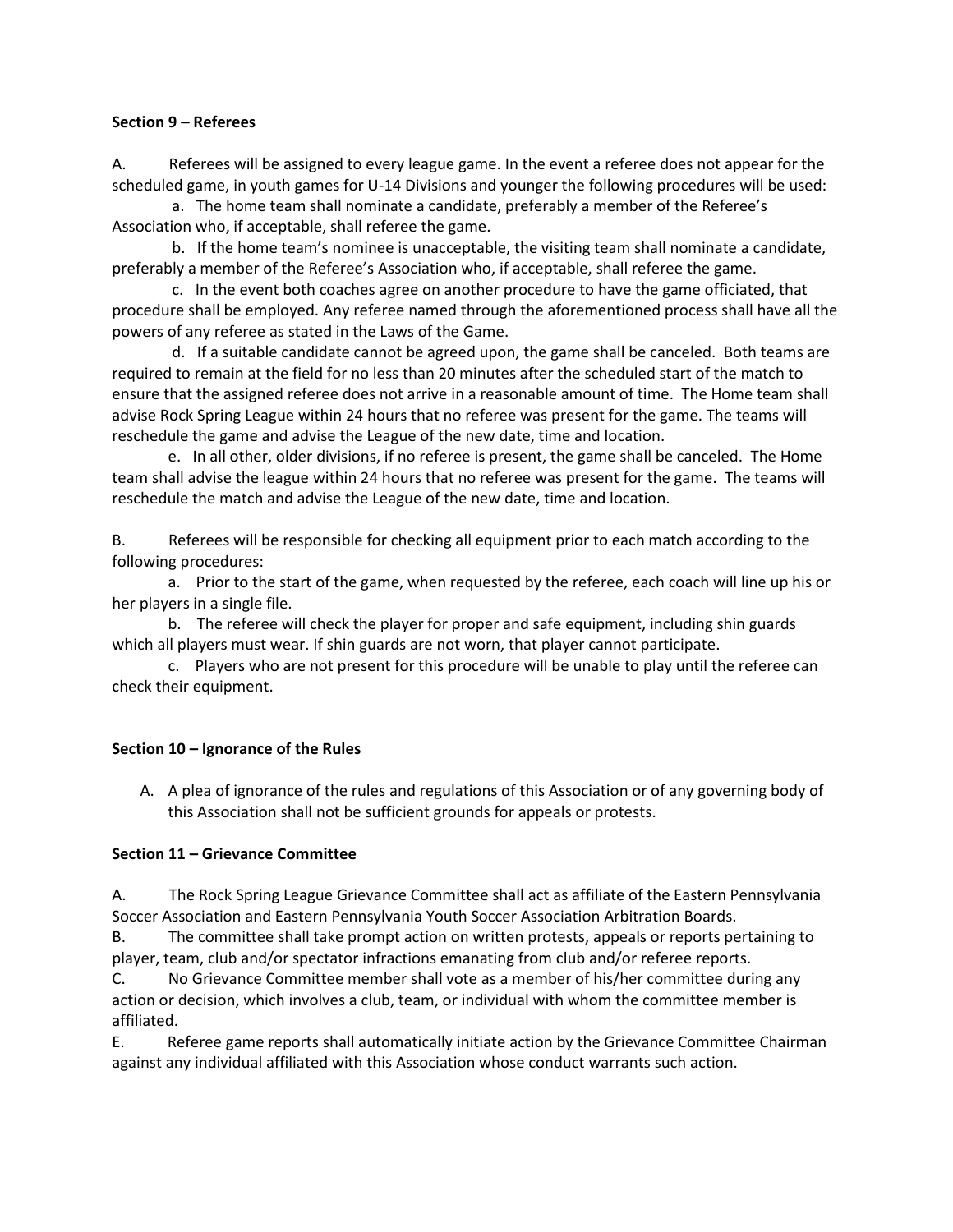**Section 9 – Referees**

A. Referees will be assigned to every league game. In the event a referee does not appear for the scheduled game, in youth games for U-14 Divisions and younger the following procedures will be used:

a. The home team shall nominate a candidate, preferably a member of the Referee's Association who, if acceptable, shall referee the game.

b. If the home team's nominee is unacceptable, the visiting team shall nominate a candidate, preferably a member of the Referee's Association who, if acceptable, shall referee the game.

c. In the event both coaches agree on another procedure to have the game officiated, that procedure shall be employed. Any referee named through the aforementioned process shall have all the powers of any referee as stated in the Laws of the Game.

d. If a suitable candidate cannot be agreed upon, the game shall be canceled. Both teams are required to remain at the field for no less than 20 minutes after the scheduled start of the match to ensure that the assigned referee does not arrive in a reasonable amount of time. The Home team shall advise Rock Spring League within 24 hours that no referee was present for the game. The teams will reschedule the game and advise the League of the new date, time and location.

e. In all other, older divisions, if no referee is present, the game shall be canceled. The Home team shall advise the league within 24 hours that no referee was present for the game. The teams will reschedule the match and advise the League of the new date, time and location.

B. Referees will be responsible for checking all equipment prior to each match according to the following procedures:

a. Prior to the start of the game, when requested by the referee, each coach will line up his or her players in a single file.

b. The referee will check the player for proper and safe equipment, including shin guards which all players must wear. If shin guards are not worn, that player cannot participate.

c. Players who are not present for this procedure will be unable to play until the referee can check their equipment.

**Section 10 – Ignorance of the Rules**

A. A plea of ignorance of the rules and regulations of this Association or of any governing body of this Association shall not be sufficient grounds for appeals or protests.

**Section 11 – Grievance Committee**

A. The Rock Spring League Grievance Committee shall act as affiliate of the Eastern Pennsylvania Soccer Association and Eastern Pennsylvania Youth Soccer Association Arbitration Boards.

B. The committee shall take prompt action on written protests, appeals or reports pertaining to player, team, club and/or spectator infractions emanating from club and/or referee reports.

C. No Grievance Committee member shall vote as a member of his/her committee during any action or decision, which involves a club, team, or individual with whom the committee member is affiliated.

E. Referee game reports shall automatically initiate action by the Grievance Committee Chairman against any individual affiliated with this Association whose conduct warrants such action.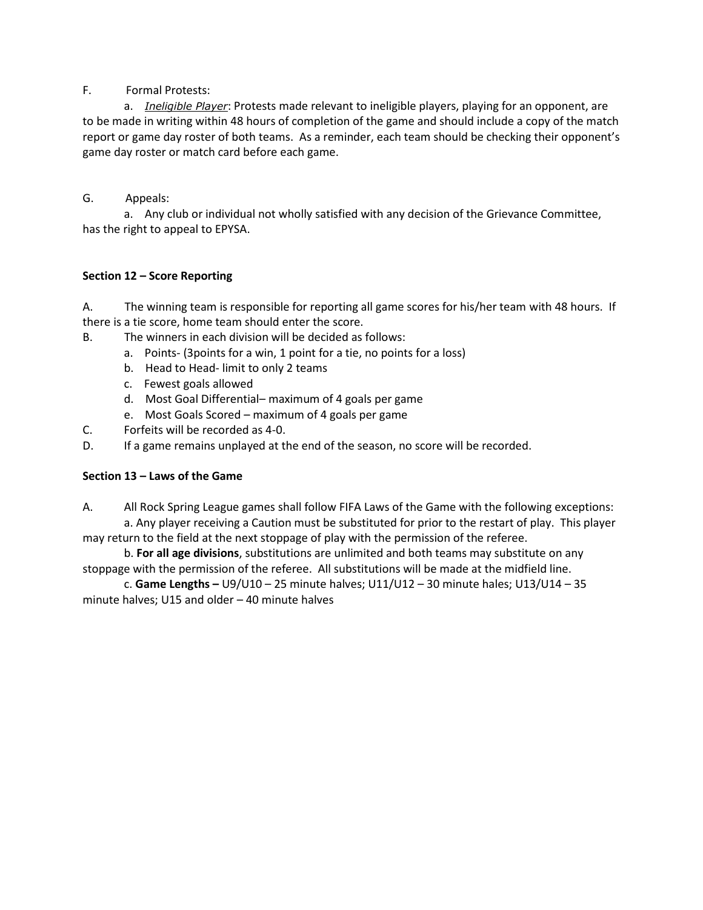F. Formal Protests:

a. *Ineligible Player*: Protests made relevant to ineligible players, playing for an opponent, are to be made in writing within 48 hours of completion of the game and should include a copy of the match report or game day roster of both teams. As a reminder, each team should be checking their opponent's game day roster or match card before each game.

G. Appeals:

a. Any club or individual not wholly satisfied with any decision of the Grievance Committee, has the right to appeal to EPYSA.

**Section 12 – Score Reporting**

A. The winning team is responsible for reporting all game scores for his/her team with 48 hours. If there is a tie score, home team should enter the score.

B. The winners in each division will be decided as follows:

   a. Points- (3points for a win, 1 point for a tie, no points for a loss)
   b. Head to Head- limit to only 2 teams
   c. Fewest goals allowed
   d. Most Goal Differential– maximum of 4 goals per game
   e. Most Goals Scored – maximum of 4 goals per game

C. Forfeits will be recorded as 4-0.

D. If a game remains unplayed at the end of the season, no score will be recorded.

**Section 13 – Laws of the Game**

A. All Rock Spring League games shall follow FIFA Laws of the Game with the following exceptions:

a. Any player receiving a Caution must be substituted for prior to the restart of play. This player may return to the field at the next stoppage of play with the permission of the referee.

b. **For all age divisions**, substitutions are unlimited and both teams may substitute on any stoppage with the permission of the referee. All substitutions will be made at the midfield line.

c. **Game Lengths –** U9/U10 – 25 minute halves; U11/U12 – 30 minute hales; U13/U14 – 35 minute halves; U15 and older – 40 minute halves